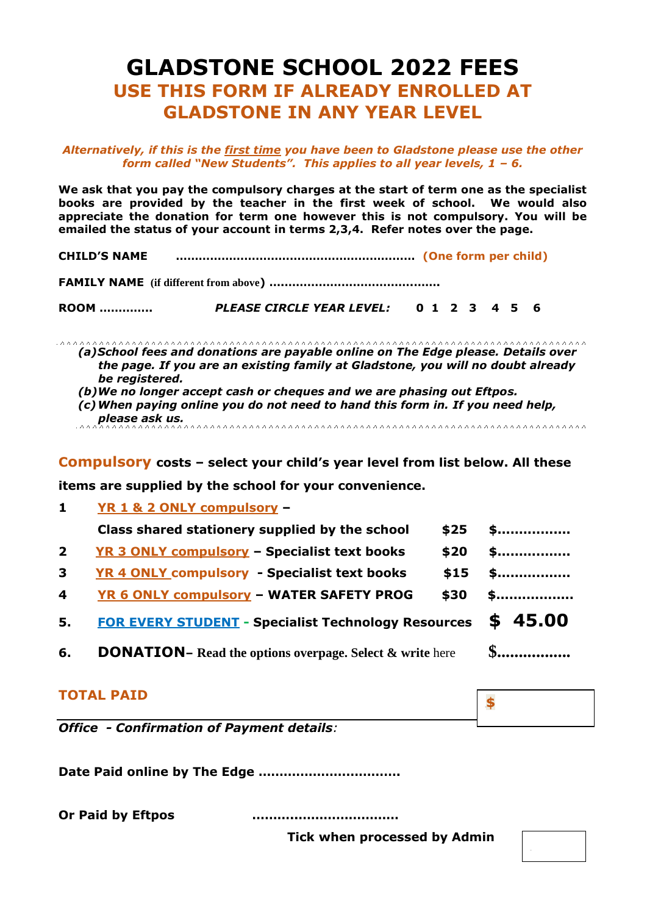# GLADSTONE SCHOOL 2022 FEES

## USE THIS FORM IF ALREADY ENROLLED AT GLADSTONE IN ANY YEAR LEVEL

***Alternatively, if this is the first time you have been to Gladstone please use the other form called "New Students". This applies to all year levels, 1 – 6.***

**We ask that you pay the compulsory charges at the start of term one as the specialist books are provided by the teacher in the first week of school. We would also appreciate the donation for term one however this is not compulsory. You will be emailed the status of your account in terms 2,3,4. Refer notes over the page.**

**CHILD'S NAME** ............................................................ **(One form per child)**

**FAMILY NAME (if different from above)** ..........................................

**ROOM** ............. ***PLEASE CIRCLE YEAR LEVEL:*** **0 1 2 3 4 5 6**

---

***(a) School fees and donations are payable online on The Edge please. Details over the page. If you are an existing family at Gladstone, you will no doubt already be registered.***
***(b) We no longer accept cash or cheques and we are phasing out Eftpos.***
***(c) When paying online you do not need to hand this form in. If you need help, please ask us.***

---

**Compulsory costs – select your child's year level from list below. All these items are supplied by the school for your convenience.**

| | | | |
|---|---|---|---|
| **1** | **YR 1 & 2 ONLY compulsory – Class shared stationery supplied by the school** | **$25** | **$................** |
| **2** | **YR 3 ONLY compulsory – Specialist text books** | **$20** | **$................** |
| **3** | **YR 4 ONLY compulsory - Specialist text books** | **$15** | **$................** |
| **4** | **YR 6 ONLY compulsory – WATER SAFETY PROG** | **$30** | **$.................** |
| **5.** | **FOR EVERY STUDENT - Specialist Technology Resources** | | **$ 45.00** |
| **6.** | **DONATION– Read the options overpage. Select & write** here | | **$................** |

**TOTAL PAID** **$**

***Office - Confirmation of Payment details:***

**Date Paid online by The Edge** ................................

**Or Paid by Eftpos** .................................

**Tick when processed by Admin** ☐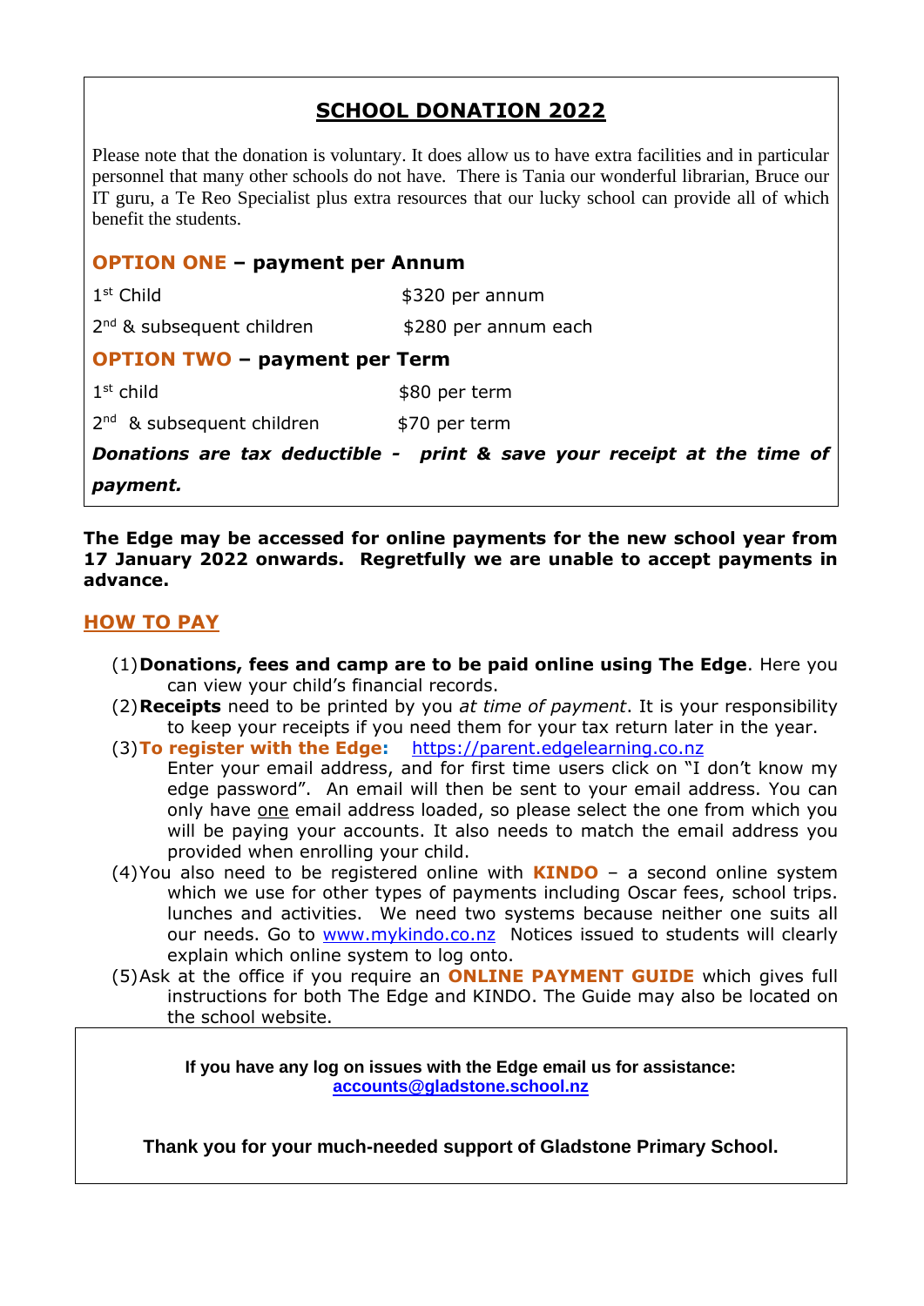## SCHOOL DONATION 2022

Please note that the donation is voluntary. It does allow us to have extra facilities and in particular personnel that many other schools do not have. There is Tania our wonderful librarian, Bruce our IT guru, a Te Reo Specialist plus extra resources that our lucky school can provide all of which benefit the students.

### OPTION ONE – payment per Annum

| | |
|---|---|
| 1st Child | $320 per annum |
| 2nd & subsequent children | $280 per annum each |

### OPTION TWO – payment per Term

| | |
|---|---|
| 1st child | $80 per term |
| 2nd & subsequent children | $70 per term |

***Donations are tax deductible - print & save your receipt at the time of payment.***

**The Edge may be accessed for online payments for the new school year from 17 January 2022 onwards. Regretfully we are unable to accept payments in advance.**

## HOW TO PAY

(1) **Donations, fees and camp are to be paid online using The Edge**. Here you can view your child's financial records.

(2) **Receipts** need to be printed by you *at time of payment*. It is your responsibility to keep your receipts if you need them for your tax return later in the year.

(3) **To register with the Edge:** https://parent.edgelearning.co.nz
Enter your email address, and for first time users click on "I don't know my edge password". An email will then be sent to your email address. You can only have one email address loaded, so please select the one from which you will be paying your accounts. It also needs to match the email address you provided when enrolling your child.

(4) You also need to be registered online with **KINDO** – a second online system which we use for other types of payments including Oscar fees, school trips. lunches and activities. We need two systems because neither one suits all our needs. Go to www.mykindo.co.nz Notices issued to students will clearly explain which online system to log onto.

(5) Ask at the office if you require an **ONLINE PAYMENT GUIDE** which gives full instructions for both The Edge and KINDO. The Guide may also be located on the school website.

**If you have any log on issues with the Edge email us for assistance: accounts@gladstone.school.nz**

**Thank you for your much-needed support of Gladstone Primary School.**